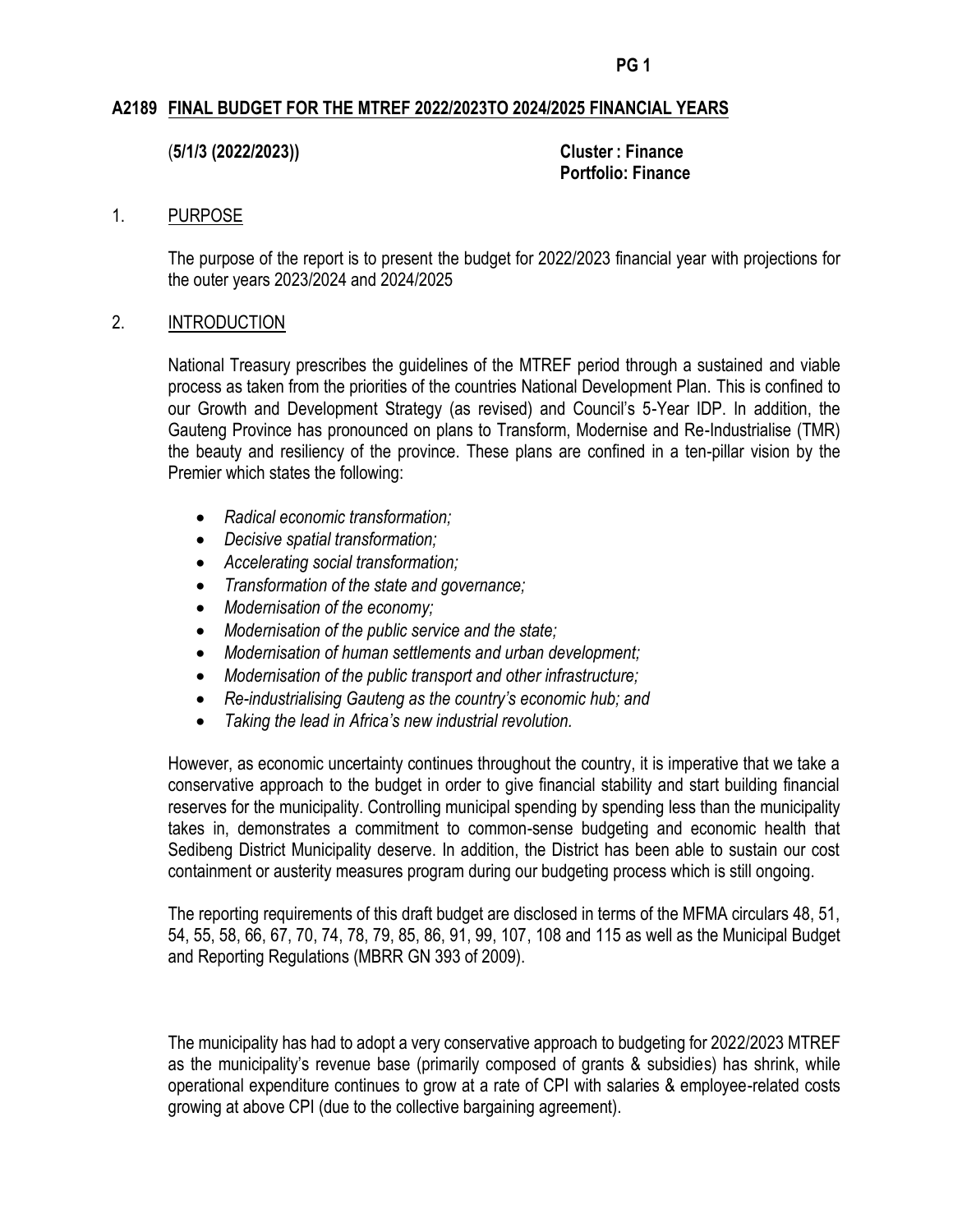## A2189 FINAL BUDGET FOR THE MTREF 2022/2023TO 2024/2025 FINANCIAL YEARS

**(5/1/3 (2022/2023))**

**Cluster : Finance**
**Portfolio: Finance**

### 1. PURPOSE

The purpose of the report is to present the budget for 2022/2023 financial year with projections for the outer years 2023/2024 and 2024/2025

### 2. INTRODUCTION

National Treasury prescribes the guidelines of the MTREF period through a sustained and viable process as taken from the priorities of the countries National Development Plan. This is confined to our Growth and Development Strategy (as revised) and Council's 5-Year IDP. In addition, the Gauteng Province has pronounced on plans to Transform, Modernise and Re-Industrialise (TMR) the beauty and resiliency of the province. These plans are confined in a ten-pillar vision by the Premier which states the following:

- *Radical economic transformation;*
- *Decisive spatial transformation;*
- *Accelerating social transformation;*
- *Transformation of the state and governance;*
- *Modernisation of the economy;*
- *Modernisation of the public service and the state;*
- *Modernisation of human settlements and urban development;*
- *Modernisation of the public transport and other infrastructure;*
- *Re-industrialising Gauteng as the country's economic hub; and*
- *Taking the lead in Africa's new industrial revolution.*

However, as economic uncertainty continues throughout the country, it is imperative that we take a conservative approach to the budget in order to give financial stability and start building financial reserves for the municipality. Controlling municipal spending by spending less than the municipality takes in, demonstrates a commitment to common-sense budgeting and economic health that Sedibeng District Municipality deserve. In addition, the District has been able to sustain our cost containment or austerity measures program during our budgeting process which is still ongoing.

The reporting requirements of this draft budget are disclosed in terms of the MFMA circulars 48, 51, 54, 55, 58, 66, 67, 70, 74, 78, 79, 85, 86, 91, 99, 107, 108 and 115 as well as the Municipal Budget and Reporting Regulations (MBRR GN 393 of 2009).

The municipality has had to adopt a very conservative approach to budgeting for 2022/2023 MTREF as the municipality's revenue base (primarily composed of grants & subsidies) has shrink, while operational expenditure continues to grow at a rate of CPI with salaries & employee-related costs growing at above CPI (due to the collective bargaining agreement).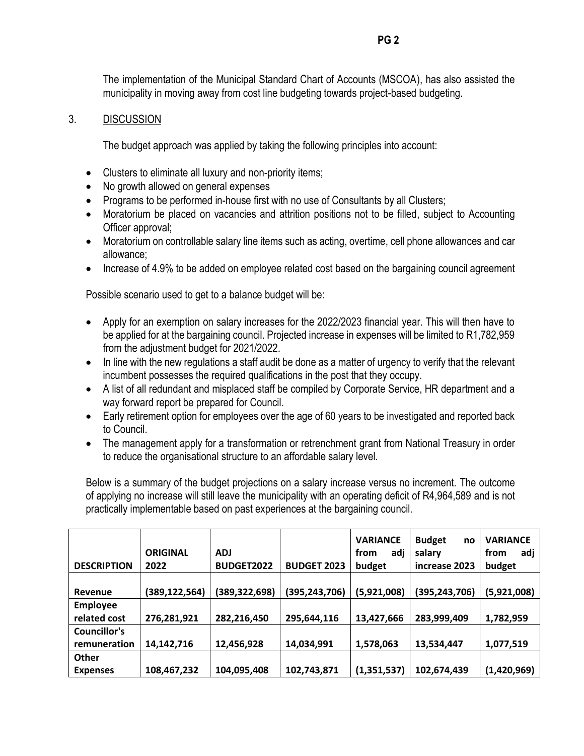The implementation of the Municipal Standard Chart of Accounts (MSCOA), has also assisted the municipality in moving away from cost line budgeting towards project-based budgeting.

## 3. DISCUSSION

The budget approach was applied by taking the following principles into account:

- Clusters to eliminate all luxury and non-priority items;
- No growth allowed on general expenses
- Programs to be performed in-house first with no use of Consultants by all Clusters;
- Moratorium be placed on vacancies and attrition positions not to be filled, subject to Accounting Officer approval;
- Moratorium on controllable salary line items such as acting, overtime, cell phone allowances and car allowance;
- Increase of 4.9% to be added on employee related cost based on the bargaining council agreement

Possible scenario used to get to a balance budget will be:

- Apply for an exemption on salary increases for the 2022/2023 financial year. This will then have to be applied for at the bargaining council. Projected increase in expenses will be limited to R1,782,959 from the adjustment budget for 2021/2022.
- In line with the new regulations a staff audit be done as a matter of urgency to verify that the relevant incumbent possesses the required qualifications in the post that they occupy.
- A list of all redundant and misplaced staff be compiled by Corporate Service, HR department and a way forward report be prepared for Council.
- Early retirement option for employees over the age of 60 years to be investigated and reported back to Council.
- The management apply for a transformation or retrenchment grant from National Treasury in order to reduce the organisational structure to an affordable salary level.

Below is a summary of the budget projections on a salary increase versus no increment. The outcome of applying no increase will still leave the municipality with an operating deficit of R4,964,589 and is not practically implementable based on past experiences at the bargaining council.

| DESCRIPTION | ORIGINAL 2022 | ADJ BUDGET2022 | BUDGET 2023 | VARIANCE from adj budget | Budget no salary increase 2023 | VARIANCE from adj budget |
|---|---|---|---|---|---|---|
| Revenue | (389,122,564) | (389,322,698) | (395,243,706) | (5,921,008) | (395,243,706) | (5,921,008) |
| Employee related cost | 276,281,921 | 282,216,450 | 295,644,116 | 13,427,666 | 283,999,409 | 1,782,959 |
| Councillor's remuneration | 14,142,716 | 12,456,928 | 14,034,991 | 1,578,063 | 13,534,447 | 1,077,519 |
| Other Expenses | 108,467,232 | 104,095,408 | 102,743,871 | (1,351,537) | 102,674,439 | (1,420,969) |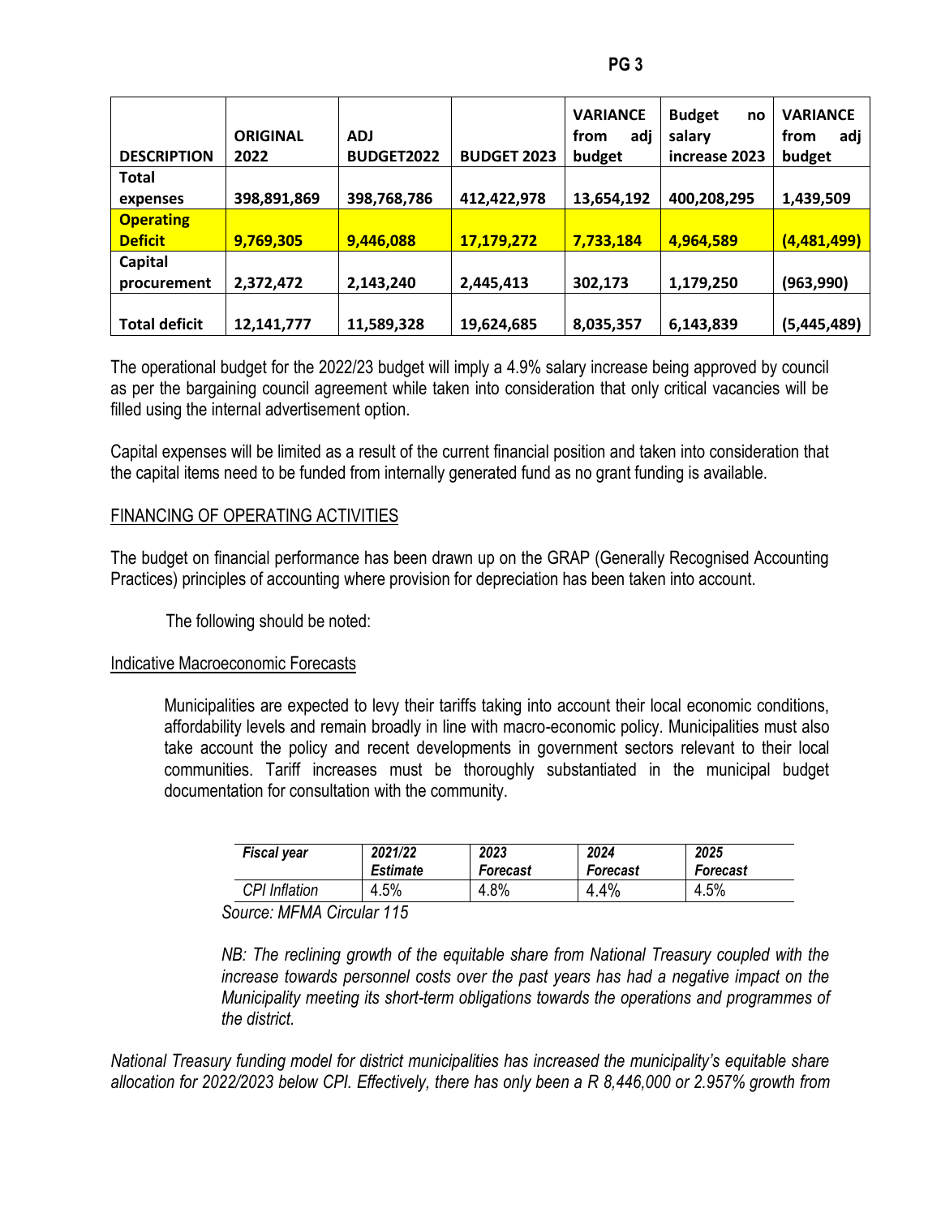| DESCRIPTION | ORIGINAL 2022 | ADJ BUDGET2022 | BUDGET 2023 | VARIANCE from adj budget | Budget no salary increase 2023 | VARIANCE from adj budget |
|---|---|---|---|---|---|---|
| Total expenses | 398,891,869 | 398,768,786 | 412,422,978 | 13,654,192 | 400,208,295 | 1,439,509 |
| **Operating Deficit** | **9,769,305** | **9,446,088** | **17,179,272** | **7,733,184** | **4,964,589** | **(4,481,499)** |
| Capital procurement | 2,372,472 | 2,143,240 | 2,445,413 | 302,173 | 1,179,250 | (963,990) |
| Total deficit | 12,141,777 | 11,589,328 | 19,624,685 | 8,035,357 | 6,143,839 | (5,445,489) |

The operational budget for the 2022/23 budget will imply a 4.9% salary increase being approved by council as per the bargaining council agreement while taken into consideration that only critical vacancies will be filled using the internal advertisement option.

Capital expenses will be limited as a result of the current financial position and taken into consideration that the capital items need to be funded from internally generated fund as no grant funding is available.

FINANCING OF OPERATING ACTIVITIES

The budget on financial performance has been drawn up on the GRAP (Generally Recognised Accounting Practices) principles of accounting where provision for depreciation has been taken into account.

The following should be noted:

Indicative Macroeconomic Forecasts

Municipalities are expected to levy their tariffs taking into account their local economic conditions, affordability levels and remain broadly in line with macro-economic policy. Municipalities must also take account the policy and recent developments in government sectors relevant to their local communities. Tariff increases must be thoroughly substantiated in the municipal budget documentation for consultation with the community.

| *Fiscal year* | *2021/22 Estimate* | *2023 Forecast* | *2024 Forecast* | *2025 Forecast* |
|---|---|---|---|---|
| *CPI Inflation* | 4.5% | 4.8% | 4.4% | 4.5% |

*Source: MFMA Circular 115*

*NB: The reclining growth of the equitable share from National Treasury coupled with the increase towards personnel costs over the past years has had a negative impact on the Municipality meeting its short-term obligations towards the operations and programmes of the district.*

*National Treasury funding model for district municipalities has increased the municipality's equitable share allocation for 2022/2023 below CPI. Effectively, there has only been a R 8,446,000 or 2.957% growth from*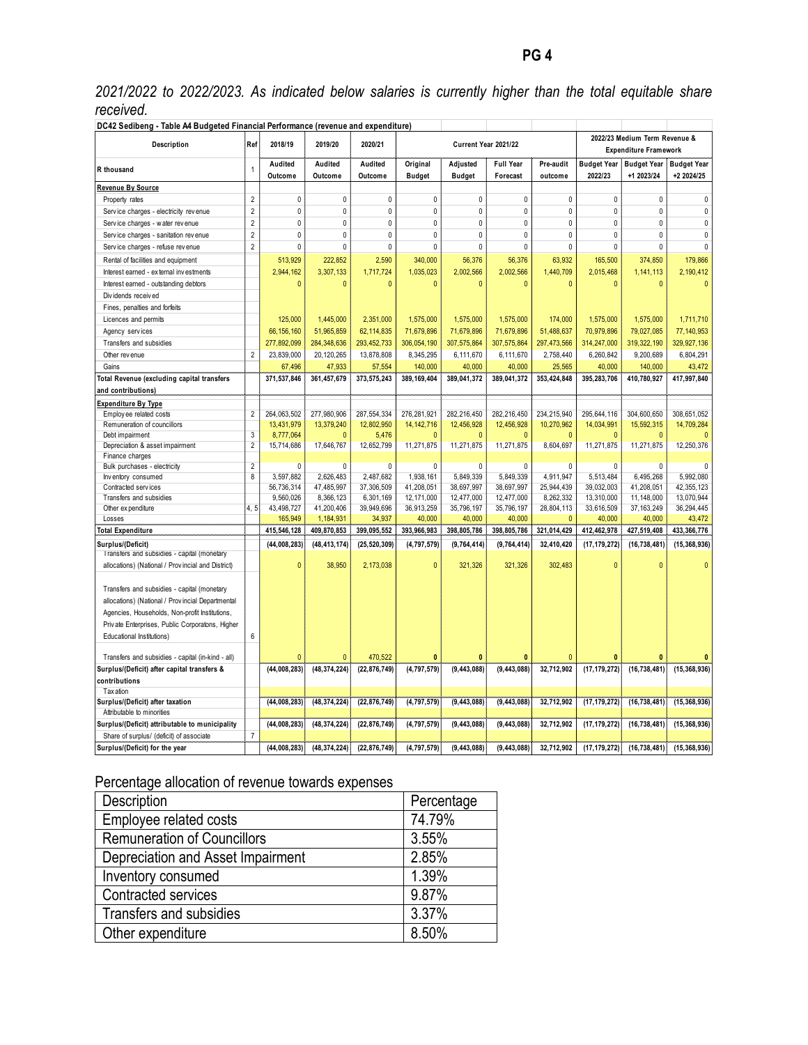*2021/2022 to 2022/2023. As indicated below salaries is currently higher than the total equitable share received.*

| DC42 Sedibeng - Table A4 Budgeted Financial Performance (revenue and expenditure) | | | | | | | | | | | | |
|---|---|---|---|---|---|---|---|---|---|---|---|---|
| Description | Ref | 2018/19 | 2019/20 | 2020/21 | Current Year 2021/22 | | | | 2022/23 Medium Term Revenue & Expenditure Framework | | |
| R thousand | 1 | Audited Outcome | Audited Outcome | Audited Outcome | Original Budget | Adjusted Budget | Full Year Forecast | Pre-audit outcome | Budget Year 2022/23 | Budget Year +1 2023/24 | Budget Year +2 2024/25 |
| **Revenue By Source** | | | | | | | | | | | |
| Property rates | 2 | 0 | 0 | 0 | 0 | 0 | 0 | 0 | 0 | 0 | 0 |
| Service charges - electricity revenue | 2 | 0 | 0 | 0 | 0 | 0 | 0 | 0 | 0 | 0 | 0 |
| Service charges - water revenue | 2 | 0 | 0 | 0 | 0 | 0 | 0 | 0 | 0 | 0 | 0 |
| Service charges - sanitation revenue | 2 | 0 | 0 | 0 | 0 | 0 | 0 | 0 | 0 | 0 | 0 |
| Service charges - refuse revenue | 2 | 0 | 0 | 0 | 0 | 0 | 0 | 0 | 0 | 0 | 0 |
| Rental of facilities and equipment | | 513,929 | 222,852 | 2,590 | 340,000 | 56,376 | 56,376 | 63,932 | 165,500 | 374,850 | 179,866 |
| Interest earned - external investments | | 2,944,162 | 3,307,133 | 1,717,724 | 1,035,023 | 2,002,566 | 2,002,566 | 1,440,709 | 2,015,468 | 1,141,113 | 2,190,412 |
| Interest earned - outstanding debtors | | 0 | 0 | 0 | 0 | 0 | 0 | 0 | 0 | 0 | 0 |
| Dividends received | | | | | | | | | | | |
| Fines, penalties and forfeits | | | | | | | | | | | |
| Licences and permits | | 125,000 | 1,445,000 | 2,351,000 | 1,575,000 | 1,575,000 | 1,575,000 | 174,000 | 1,575,000 | 1,575,000 | 1,711,710 |
| Agency services | | 66,156,160 | 51,965,859 | 62,114,835 | 71,679,896 | 71,679,896 | 71,679,896 | 51,488,637 | 70,979,896 | 79,027,085 | 77,140,953 |
| Transfers and subsidies | | 277,892,099 | 284,348,636 | 293,452,733 | 306,054,190 | 307,575,864 | 307,575,864 | 297,473,566 | 314,247,000 | 319,322,190 | 329,927,136 |
| Other revenue | 2 | 23,839,000 | 20,120,265 | 13,878,808 | 8,345,295 | 6,111,670 | 6,111,670 | 2,758,440 | 6,260,842 | 9,200,689 | 6,804,291 |
| Gains | | 67,496 | 47,933 | 57,554 | 140,000 | 40,000 | 40,000 | 25,565 | 40,000 | 140,000 | 43,472 |
| **Total Revenue (excluding capital transfers and contributions)** | | **371,537,846** | **361,457,679** | **373,575,243** | **389,169,404** | **389,041,372** | **389,041,372** | **353,424,848** | **395,283,706** | **410,780,927** | **417,997,840** |
| **Expenditure By Type** | | | | | | | | | | | |
| Employee related costs | 2 | 264,063,502 | 277,980,906 | 287,554,334 | 276,281,921 | 282,216,450 | 282,216,450 | 234,215,940 | 295,644,116 | 304,600,650 | 308,651,052 |
| Remuneration of councillors | | 13,431,979 | 13,379,240 | 12,802,950 | 14,142,716 | 12,456,928 | 12,456,928 | 10,270,962 | 14,034,991 | 15,592,315 | 14,709,284 |
| Debt impairment | 3 | 8,777,064 | 0 | 5,476 | 0 | 0 | 0 | 0 | 0 | 0 | 0 |
| Depreciation & asset impairment | 2 | 15,714,686 | 17,646,767 | 12,652,799 | 11,271,875 | 11,271,875 | 11,271,875 | 8,604,697 | 11,271,875 | 11,271,875 | 12,250,376 |
| Finance charges | | | | | | | | | | | |
| Bulk purchases - electricity | 2 | 0 | 0 | 0 | 0 | 0 | 0 | 0 | 0 | 0 | 0 |
| Inventory consumed | 8 | 3,597,882 | 2,626,483 | 2,487,682 | 1,938,161 | 5,849,339 | 5,849,339 | 4,911,947 | 5,513,484 | 6,495,268 | 5,992,080 |
| Contracted services | | 56,736,314 | 47,485,997 | 37,306,509 | 41,208,051 | 38,697,997 | 38,697,997 | 25,944,439 | 39,032,003 | 41,208,051 | 42,355,123 |
| Transfers and subsidies | | 9,560,026 | 8,366,123 | 6,301,169 | 12,171,000 | 12,477,000 | 12,477,000 | 8,262,332 | 13,310,000 | 11,148,000 | 13,070,944 |
| Other expenditure | 4, 5 | 43,498,727 | 41,200,406 | 39,949,696 | 36,913,259 | 35,796,197 | 35,796,197 | 28,804,113 | 33,616,509 | 37,163,249 | 36,294,445 |
| Losses | | 165,949 | 1,184,931 | 34,937 | 40,000 | 40,000 | 40,000 | 0 | 40,000 | 40,000 | 43,472 |
| **Total Expenditure** | | **415,546,128** | **409,870,853** | **399,095,552** | **393,966,983** | **398,805,786** | **398,805,786** | **321,014,429** | **412,462,978** | **427,519,408** | **433,366,776** |
| **Surplus/(Deficit)** | | **(44,008,283)** | **(48,413,174)** | **(25,520,309)** | **(4,797,579)** | **(9,764,414)** | **(9,764,414)** | **32,410,420** | **(17,179,272)** | **(16,738,481)** | **(15,368,936)** |
| Transfers and subsidies - capital (monetary allocations) (National / Provincial and District) | | 0 | 38,950 | 2,173,038 | 0 | 321,326 | 321,326 | 302,483 | 0 | 0 | 0 |
| Transfers and subsidies - capital (monetary allocations) (National / Provincial Departmental Agencies, Households, Non-profit Institutions, Private Enterprises, Public Corporatons, Higher Educational Institutions) | 6 | | | | | | | | | | |
| Transfers and subsidies - capital (in-kind - all) | | 0 | 0 | 470,522 | 0 | 0 | 0 | 0 | 0 | 0 | 0 |
| **Surplus/(Deficit) after capital transfers & contributions** | | **(44,008,283)** | **(48,374,224)** | **(22,876,749)** | **(4,797,579)** | **(9,443,088)** | **(9,443,088)** | **32,712,902** | **(17,179,272)** | **(16,738,481)** | **(15,368,936)** |
| Taxation | | | | | | | | | | | |
| **Surplus/(Deficit) after taxation** | | **(44,008,283)** | **(48,374,224)** | **(22,876,749)** | **(4,797,579)** | **(9,443,088)** | **(9,443,088)** | **32,712,902** | **(17,179,272)** | **(16,738,481)** | **(15,368,936)** |
| Attributable to minorities | | | | | | | | | | | |
| **Surplus/(Deficit) attributable to municipality** | | **(44,008,283)** | **(48,374,224)** | **(22,876,749)** | **(4,797,579)** | **(9,443,088)** | **(9,443,088)** | **32,712,902** | **(17,179,272)** | **(16,738,481)** | **(15,368,936)** |
| Share of surplus/ (deficit) of associate | 7 | | | | | | | | | | |
| **Surplus/(Deficit) for the year** | | **(44,008,283)** | **(48,374,224)** | **(22,876,749)** | **(4,797,579)** | **(9,443,088)** | **(9,443,088)** | **32,712,902** | **(17,179,272)** | **(16,738,481)** | **(15,368,936)** |

## Percentage allocation of revenue towards expenses

| Description | Percentage |
|---|---|
| Employee related costs | 74.79% |
| Remuneration of Councillors | 3.55% |
| Depreciation and Asset Impairment | 2.85% |
| Inventory consumed | 1.39% |
| Contracted services | 9.87% |
| Transfers and subsidies | 3.37% |
| Other expenditure | 8.50% |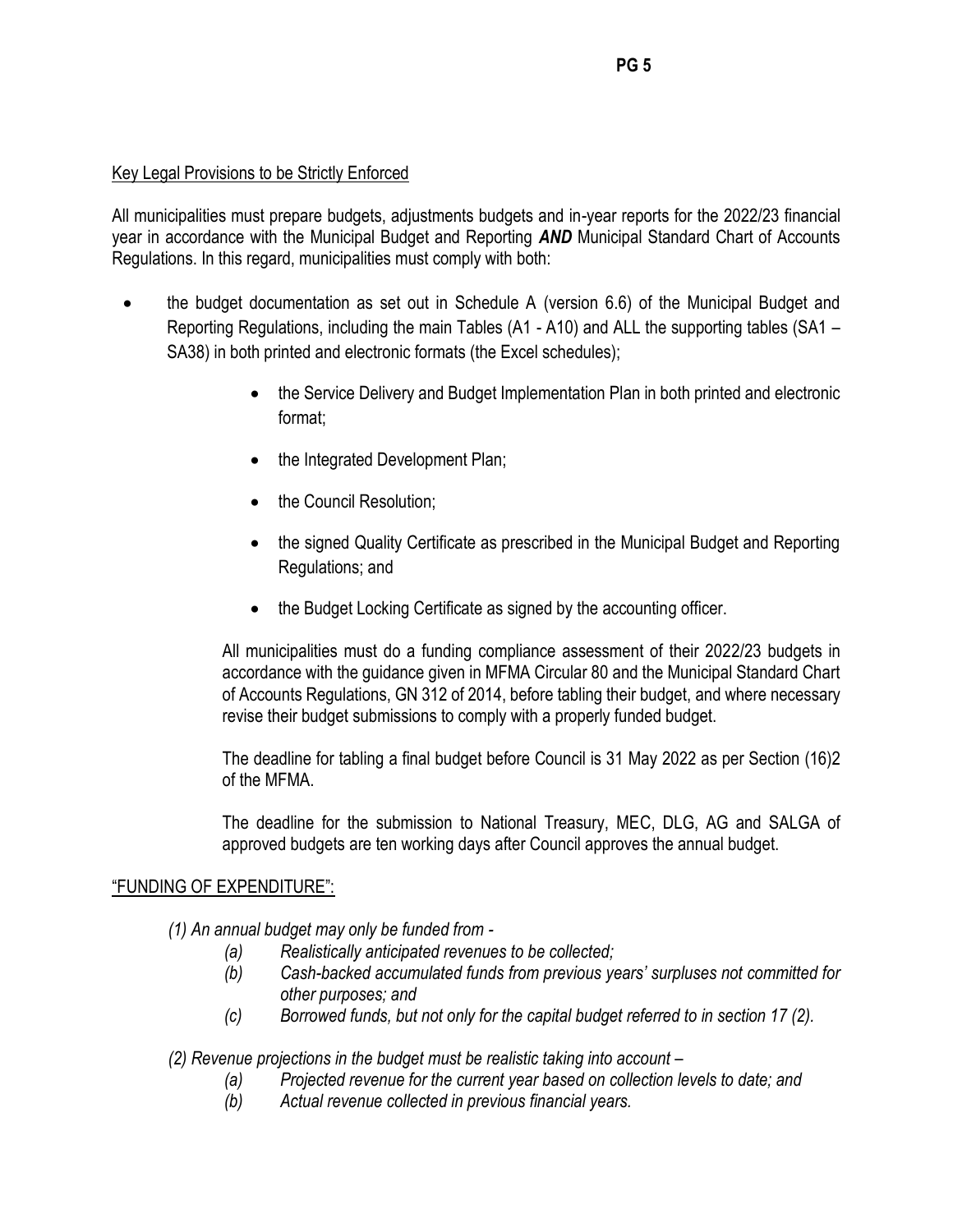Key Legal Provisions to be Strictly Enforced

All municipalities must prepare budgets, adjustments budgets and in-year reports for the 2022/23 financial year in accordance with the Municipal Budget and Reporting ***AND*** Municipal Standard Chart of Accounts Regulations. In this regard, municipalities must comply with both:

- the budget documentation as set out in Schedule A (version 6.6) of the Municipal Budget and Reporting Regulations, including the main Tables (A1 - A10) and ALL the supporting tables (SA1 – SA38) in both printed and electronic formats (the Excel schedules);
    - the Service Delivery and Budget Implementation Plan in both printed and electronic format;
    - the Integrated Development Plan;
    - the Council Resolution;
    - the signed Quality Certificate as prescribed in the Municipal Budget and Reporting Regulations; and
    - the Budget Locking Certificate as signed by the accounting officer.

All municipalities must do a funding compliance assessment of their 2022/23 budgets in accordance with the guidance given in MFMA Circular 80 and the Municipal Standard Chart of Accounts Regulations, GN 312 of 2014, before tabling their budget, and where necessary revise their budget submissions to comply with a properly funded budget.

The deadline for tabling a final budget before Council is 31 May 2022 as per Section (16)2 of the MFMA.

The deadline for the submission to National Treasury, MEC, DLG, AG and SALGA of approved budgets are ten working days after Council approves the annual budget.

"FUNDING OF EXPENDITURE":

*(1) An annual budget may only be funded from -*

*(a) Realistically anticipated revenues to be collected;*
*(b) Cash-backed accumulated funds from previous years' surpluses not committed for other purposes; and*
*(c) Borrowed funds, but not only for the capital budget referred to in section 17 (2).*

*(2) Revenue projections in the budget must be realistic taking into account –*

*(a) Projected revenue for the current year based on collection levels to date; and*
*(b) Actual revenue collected in previous financial years.*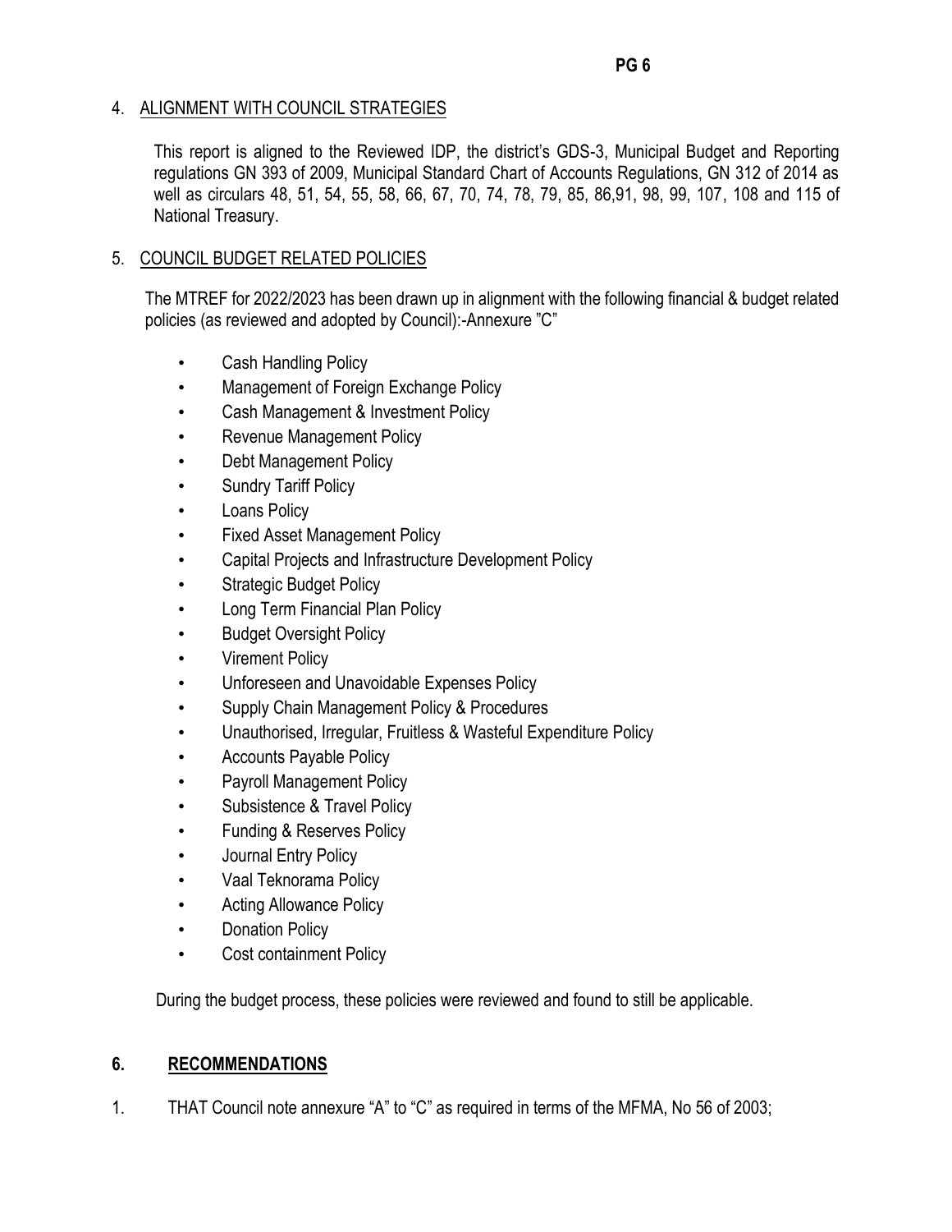## 4. ALIGNMENT WITH COUNCIL STRATEGIES

This report is aligned to the Reviewed IDP, the district's GDS-3, Municipal Budget and Reporting regulations GN 393 of 2009, Municipal Standard Chart of Accounts Regulations, GN 312 of 2014 as well as circulars 48, 51, 54, 55, 58, 66, 67, 70, 74, 78, 79, 85, 86,91, 98, 99, 107, 108 and 115 of National Treasury.

## 5. COUNCIL BUDGET RELATED POLICIES

The MTREF for 2022/2023 has been drawn up in alignment with the following financial & budget related policies (as reviewed and adopted by Council):-Annexure "C"

- Cash Handling Policy
- Management of Foreign Exchange Policy
- Cash Management & Investment Policy
- Revenue Management Policy
- Debt Management Policy
- Sundry Tariff Policy
- Loans Policy
- Fixed Asset Management Policy
- Capital Projects and Infrastructure Development Policy
- Strategic Budget Policy
- Long Term Financial Plan Policy
- Budget Oversight Policy
- Virement Policy
- Unforeseen and Unavoidable Expenses Policy
- Supply Chain Management Policy & Procedures
- Unauthorised, Irregular, Fruitless & Wasteful Expenditure Policy
- Accounts Payable Policy
- Payroll Management Policy
- Subsistence & Travel Policy
- Funding & Reserves Policy
- Journal Entry Policy
- Vaal Teknorama Policy
- Acting Allowance Policy
- Donation Policy
- Cost containment Policy

During the budget process, these policies were reviewed and found to still be applicable.

## 6. RECOMMENDATIONS

1. THAT Council note annexure "A" to "C" as required in terms of the MFMA, No 56 of 2003;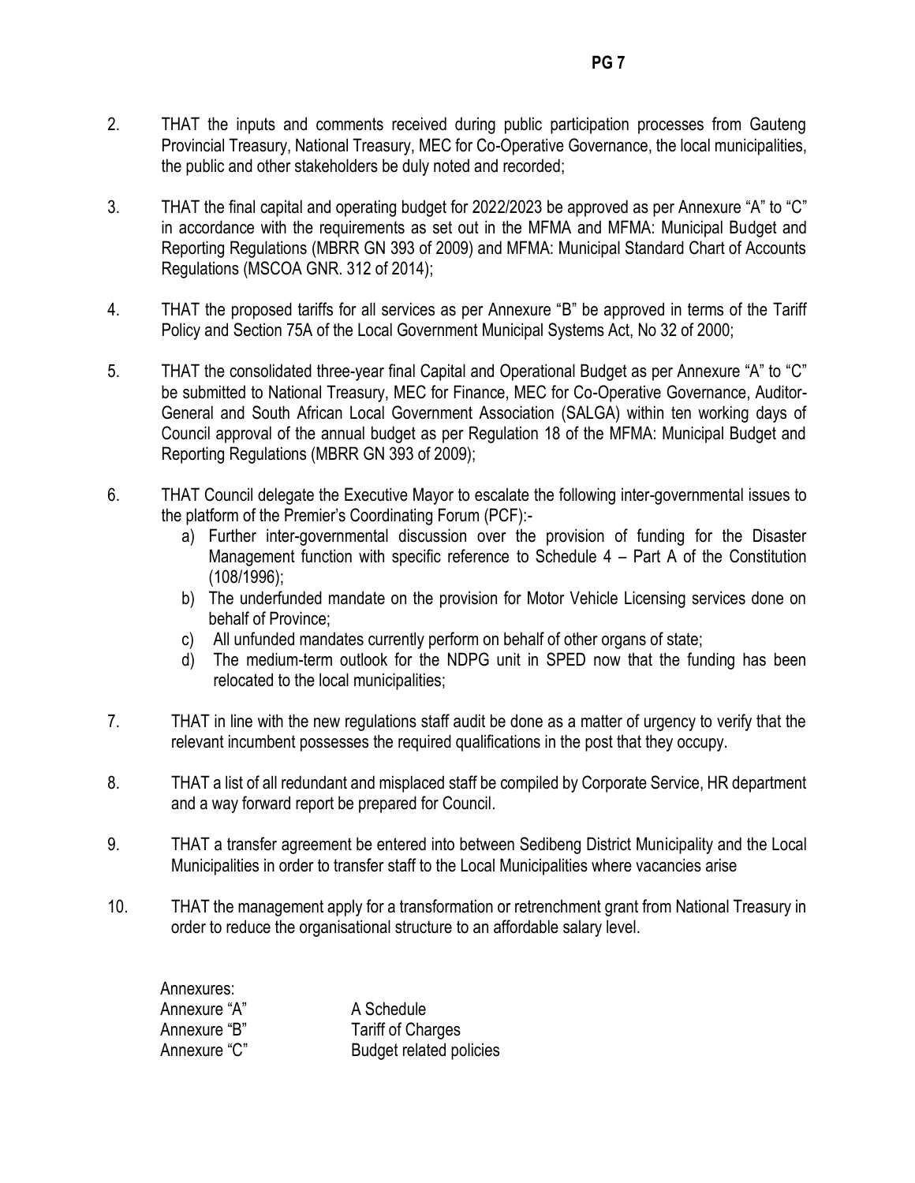2. THAT the inputs and comments received during public participation processes from Gauteng Provincial Treasury, National Treasury, MEC for Co-Operative Governance, the local municipalities, the public and other stakeholders be duly noted and recorded;

3. THAT the final capital and operating budget for 2022/2023 be approved as per Annexure "A" to "C" in accordance with the requirements as set out in the MFMA and MFMA: Municipal Budget and Reporting Regulations (MBRR GN 393 of 2009) and MFMA: Municipal Standard Chart of Accounts Regulations (MSCOA GNR. 312 of 2014);

4. THAT the proposed tariffs for all services as per Annexure "B" be approved in terms of the Tariff Policy and Section 75A of the Local Government Municipal Systems Act, No 32 of 2000;

5. THAT the consolidated three-year final Capital and Operational Budget as per Annexure "A" to "C" be submitted to National Treasury, MEC for Finance, MEC for Co-Operative Governance, Auditor-General and South African Local Government Association (SALGA) within ten working days of Council approval of the annual budget as per Regulation 18 of the MFMA: Municipal Budget and Reporting Regulations (MBRR GN 393 of 2009);

6. THAT Council delegate the Executive Mayor to escalate the following inter-governmental issues to the platform of the Premier's Coordinating Forum (PCF):-
   a) Further inter-governmental discussion over the provision of funding for the Disaster Management function with specific reference to Schedule 4 – Part A of the Constitution (108/1996);
   b) The underfunded mandate on the provision for Motor Vehicle Licensing services done on behalf of Province;
   c) All unfunded mandates currently perform on behalf of other organs of state;
   d) The medium-term outlook for the NDPG unit in SPED now that the funding has been relocated to the local municipalities;

7. THAT in line with the new regulations staff audit be done as a matter of urgency to verify that the relevant incumbent possesses the required qualifications in the post that they occupy.

8. THAT a list of all redundant and misplaced staff be compiled by Corporate Service, HR department and a way forward report be prepared for Council.

9. THAT a transfer agreement be entered into between Sedibeng District Municipality and the Local Municipalities in order to transfer staff to the Local Municipalities where vacancies arise

10. THAT the management apply for a transformation or retrenchment grant from National Treasury in order to reduce the organisational structure to an affordable salary level.

Annexures:

| | |
|---|---|
| Annexure "A" | A Schedule |
| Annexure "B" | Tariff of Charges |
| Annexure "C" | Budget related policies |